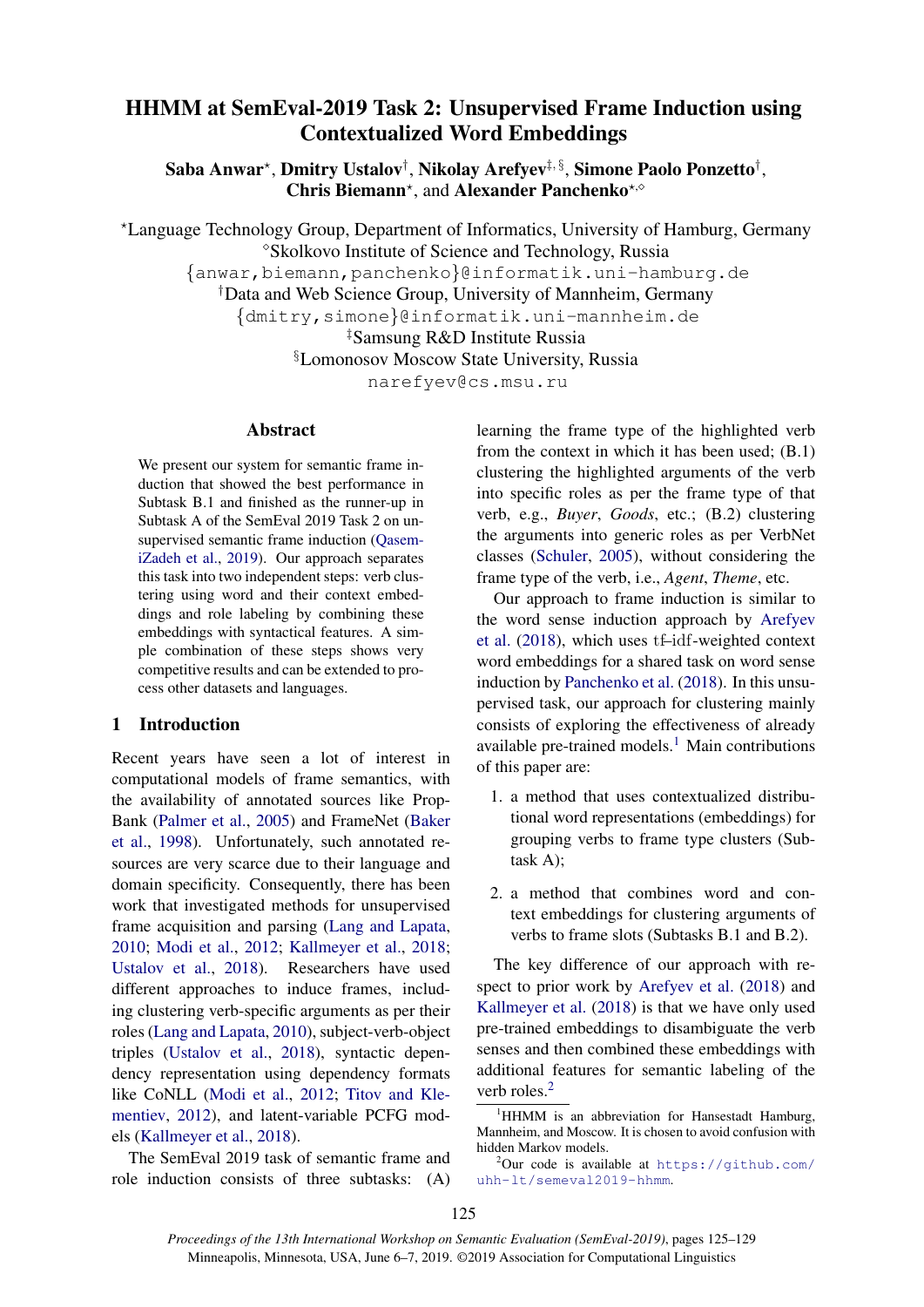# HHMM at SemEval-2019 Task 2: Unsupervised Frame Induction using Contextualized Word Embeddings

**Saba Anwar**[⋆], **Dmitry Ustalov**[†], **Nikolay Arefyev**[‡,§], **Simone Paolo Ponzetto**[†], **Chris Biemann**[⋆], and **Alexander Panchenko**[⋆,⋄]

[⋆]Language Technology Group, Department of Informatics, University of Hamburg, Germany
[⋄]Skolkovo Institute of Science and Technology, Russia
{anwar,biemann,panchenko}@informatik.uni-hamburg.de
[†]Data and Web Science Group, University of Mannheim, Germany
{dmitry,simone}@informatik.uni-mannheim.de
[‡]Samsung R&D Institute Russia
[§]Lomonosov Moscow State University, Russia
narefyev@cs.msu.ru

## Abstract

We present our system for semantic frame induction that showed the best performance in Subtask B.1 and finished as the runner-up in Subtask A of the SemEval 2019 Task 2 on unsupervised semantic frame induction (QasemiZadeh et al., 2019). Our approach separates this task into two independent steps: verb clustering using word and their context embeddings and role labeling by combining these embeddings with syntactical features. A simple combination of these steps shows very competitive results and can be extended to process other datasets and languages.

## 1 Introduction

Recent years have seen a lot of interest in computational models of frame semantics, with the availability of annotated sources like PropBank (Palmer et al., 2005) and FrameNet (Baker et al., 1998). Unfortunately, such annotated resources are very scarce due to their language and domain specificity. Consequently, there has been work that investigated methods for unsupervised frame acquisition and parsing (Lang and Lapata, 2010; Modi et al., 2012; Kallmeyer et al., 2018; Ustalov et al., 2018). Researchers have used different approaches to induce frames, including clustering verb-specific arguments as per their roles (Lang and Lapata, 2010), subject-verb-object triples (Ustalov et al., 2018), syntactic dependency representation using dependency formats like CoNLL (Modi et al., 2012; Titov and Klementiev, 2012), and latent-variable PCFG models (Kallmeyer et al., 2018).

The SemEval 2019 task of semantic frame and role induction consists of three subtasks: (A) learning the frame type of the highlighted verb from the context in which it has been used; (B.1) clustering the highlighted arguments of the verb into specific roles as per the frame type of that verb, e.g., *Buyer*, *Goods*, etc.; (B.2) clustering the arguments into generic roles as per VerbNet classes (Schuler, 2005), without considering the frame type of the verb, i.e., *Agent*, *Theme*, etc.

Our approach to frame induction is similar to the word sense induction approach by Arefyev et al. (2018), which uses tf–idf-weighted context word embeddings for a shared task on word sense induction by Panchenko et al. (2018). In this unsupervised task, our approach for clustering mainly consists of exploring the effectiveness of already available pre-trained models.[1] Main contributions of this paper are:

1. a method that uses contextualized distributional word representations (embeddings) for grouping verbs to frame type clusters (Subtask A);

2. a method that combines word and context embeddings for clustering arguments of verbs to frame slots (Subtasks B.1 and B.2).

The key difference of our approach with respect to prior work by Arefyev et al. (2018) and Kallmeyer et al. (2018) is that we have only used pre-trained embeddings to disambiguate the verb senses and then combined these embeddings with additional features for semantic labeling of the verb roles.[2]

[1]HHMM is an abbreviation for Hansestadt Hamburg, Mannheim, and Moscow. It is chosen to avoid confusion with hidden Markov models.

[2]Our code is available at https://github.com/uhh-lt/semeval2019-hhmm.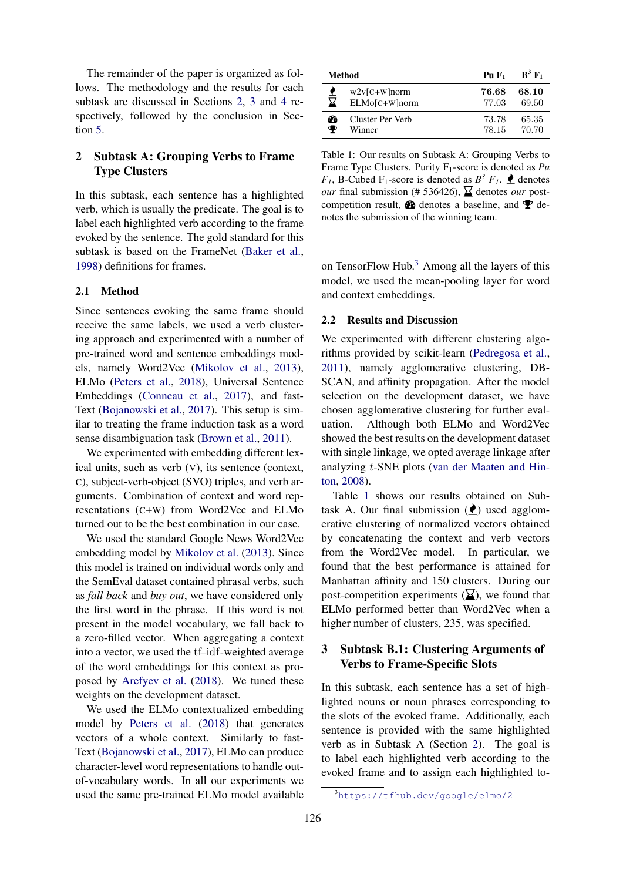The remainder of the paper is organized as follows. The methodology and the results for each subtask are discussed in Sections 2, 3 and 4 respectively, followed by the conclusion in Section 5.

## 2 Subtask A: Grouping Verbs to Frame Type Clusters

In this subtask, each sentence has a highlighted verb, which is usually the predicate. The goal is to label each highlighted verb according to the frame evoked by the sentence. The gold standard for this subtask is based on the FrameNet (Baker et al., 1998) definitions for frames.

### 2.1 Method

Since sentences evoking the same frame should receive the same labels, we used a verb clustering approach and experimented with a number of pre-trained word and sentence embeddings models, namely Word2Vec (Mikolov et al., 2013), ELMo (Peters et al., 2018), Universal Sentence Embeddings (Conneau et al., 2017), and fastText (Bojanowski et al., 2017). This setup is similar to treating the frame induction task as a word sense disambiguation task (Brown et al., 2011).

We experimented with embedding different lexical units, such as verb (V), its sentence (context, C), subject-verb-object (SVO) triples, and verb arguments. Combination of context and word representations (C+W) from Word2Vec and ELMo turned out to be the best combination in our case.

We used the standard Google News Word2Vec embedding model by Mikolov et al. (2013). Since this model is trained on individual words only and the SemEval dataset contained phrasal verbs, such as *fall back* and *buy out*, we have considered only the first word in the phrase. If this word is not present in the model vocabulary, we fall back to a zero-filled vector. When aggregating a context into a vector, we used the tf–idf-weighted average of the word embeddings for this context as proposed by Arefyev et al. (2018). We tuned these weights on the development dataset.

We used the ELMo contextualized embedding model by Peters et al. (2018) that generates vectors of a whole context. Similarly to fastText (Bojanowski et al., 2017), ELMo can produce character-level word representations to handle out-of-vocabulary words. In all our experiments we used the same pre-trained ELMo model available on TensorFlow Hub.[3] Among all the layers of this model, we used the mean-pooling layer for word and context embeddings.

| | Method | Pu $F_1$ | $B^3$ $F_1$ |
|---|---|---|---|
| ♣ | w2v[C+W]norm | **76.68** | **68.10** |
| ⧗ | ELMo[C+W]norm | 77.03 | 69.50 |
| ☹ | Cluster Per Verb | 73.78 | 65.35 |
| 🏆 | Winner | 78.15 | 70.70 |

Table 1: Our results on Subtask A: Grouping Verbs to Frame Type Clusters. Purity $F_1$-score is denoted as *Pu $F_1$*, B-Cubed $F_1$-score is denoted as *$B^3$ $F_1$*. ♣ denotes *our* final submission (# 536426), ⧗ denotes *our* post-competition result, ☹ denotes a baseline, and 🏆 denotes the submission of the winning team.

### 2.2 Results and Discussion

We experimented with different clustering algorithms provided by scikit-learn (Pedregosa et al., 2011), namely agglomerative clustering, DBSCAN, and affinity propagation. After the model selection on the development dataset, we have chosen agglomerative clustering for further evaluation. Although both ELMo and Word2Vec showed the best results on the development dataset with single linkage, we opted average linkage after analyzing $t$-SNE plots (van der Maaten and Hinton, 2008).

Table 1 shows our results obtained on Subtask A. Our final submission (♣) used agglomerative clustering of normalized vectors obtained by concatenating the context and verb vectors from the Word2Vec model. In particular, we found that the best performance is attained for Manhattan affinity and 150 clusters. During our post-competition experiments (⧗), we found that ELMo performed better than Word2Vec when a higher number of clusters, 235, was specified.

## 3 Subtask B.1: Clustering Arguments of Verbs to Frame-Specific Slots

In this subtask, each sentence has a set of highlighted nouns or noun phrases corresponding to the slots of the evoked frame. Additionally, each sentence is provided with the same highlighted verb as in Subtask A (Section 2). The goal is to label each highlighted verb according to the evoked frame and to assign each highlighted to-

[3] https://tfhub.dev/google/elmo/2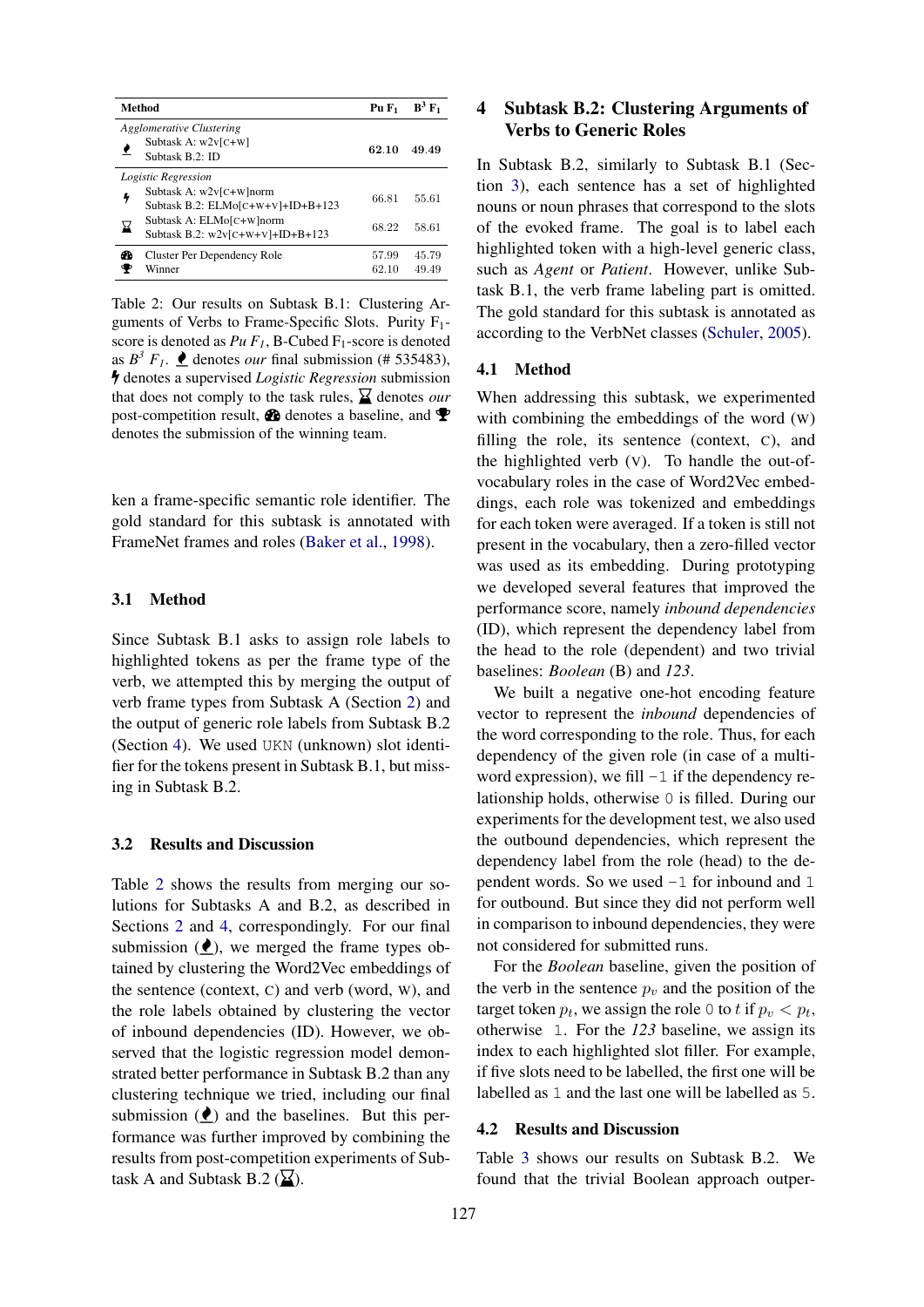| | Method | Pu $F_1$ | $B^3$ $F_1$ |
|---|---|---|---|
| | *Agglomerative Clustering* | | |
| ♠ | Subtask A: w2v[C+W] Subtask B.2: ID | **62.10** | **49.49** |
| | *Logistic Regression* | | |
| ϟ | Subtask A: w2v[C+W]norm Subtask B.2: ELMo[C+W+V]+ID+B+123 | 66.81 | 55.61 |
| ⌛ | Subtask A: ELMo[C+W]norm Subtask B.2: w2v[C+W+V]+ID+B+123 | 68.22 | 58.61 |
| 🚗 | Cluster Per Dependency Role | 57.99 | 45.79 |
| 🏆 | Winner | 62.10 | 49.49 |

Table 2: Our results on Subtask B.1: Clustering Arguments of Verbs to Frame-Specific Slots. Purity $F_1$-score is denoted as *Pu $F_1$*, B-Cubed $F_1$-score is denoted as *$B^3$ $F_1$*. ♠ denotes *our* final submission (# 535483), ϟ denotes a supervised *Logistic Regression* submission that does not comply to the task rules, ⌛ denotes *our* post-competition result, 🚗 denotes a baseline, and 🏆 denotes the submission of the winning team.

ken a frame-specific semantic role identifier. The gold standard for this subtask is annotated with FrameNet frames and roles (Baker et al., 1998).

### 3.1 Method

Since Subtask B.1 asks to assign role labels to highlighted tokens as per the frame type of the verb, we attempted this by merging the output of verb frame types from Subtask A (Section 2) and the output of generic role labels from Subtask B.2 (Section 4). We used `UKN` (unknown) slot identifier for the tokens present in Subtask B.1, but missing in Subtask B.2.

### 3.2 Results and Discussion

Table 2 shows the results from merging our solutions for Subtasks A and B.2, as described in Sections 2 and 4, correspondingly. For our final submission (♠), we merged the frame types obtained by clustering the Word2Vec embeddings of the sentence (context, C) and verb (word, W), and the role labels obtained by clustering the vector of inbound dependencies (ID). However, we observed that the logistic regression model demonstrated better performance in Subtask B.2 than any clustering technique we tried, including our final submission (♠) and the baselines. But this performance was further improved by combining the results from post-competition experiments of Subtask A and Subtask B.2 (⌛).

## 4 Subtask B.2: Clustering Arguments of Verbs to Generic Roles

In Subtask B.2, similarly to Subtask B.1 (Section 3), each sentence has a set of highlighted nouns or noun phrases that correspond to the slots of the evoked frame. The goal is to label each highlighted token with a high-level generic class, such as *Agent* or *Patient*. However, unlike Subtask B.1, the verb frame labeling part is omitted. The gold standard for this subtask is annotated as according to the VerbNet classes (Schuler, 2005).

### 4.1 Method

When addressing this subtask, we experimented with combining the embeddings of the word (W) filling the role, its sentence (context, C), and the highlighted verb (V). To handle the out-of-vocabulary roles in the case of Word2Vec embeddings, each role was tokenized and embeddings for each token were averaged. If a token is still not present in the vocabulary, then a zero-filled vector was used as its embedding. During prototyping we developed several features that improved the performance score, namely *inbound dependencies* (ID), which represent the dependency label from the head to the role (dependent) and two trivial baselines: *Boolean* (B) and *123*.

We built a negative one-hot encoding feature vector to represent the *inbound* dependencies of the word corresponding to the role. Thus, for each dependency of the given role (in case of a multi-word expression), we fill `-1` if the dependency relationship holds, otherwise `0` is filled. During our experiments for the development test, we also used the outbound dependencies, which represent the dependency label from the role (head) to the dependent words. So we used `-1` for inbound and `1` for outbound. But since they did not perform well in comparison to inbound dependencies, they were not considered for submitted runs.

For the *Boolean* baseline, given the position of the verb in the sentence $p_v$ and the position of the target token $p_t$, we assign the role `0` to $t$ if $p_v < p_t$, otherwise `1`. For the *123* baseline, we assign its index to each highlighted slot filler. For example, if five slots need to be labelled, the first one will be labelled as `1` and the last one will be labelled as `5`.

### 4.2 Results and Discussion

Table 3 shows our results on Subtask B.2. We found that the trivial Boolean approach outper-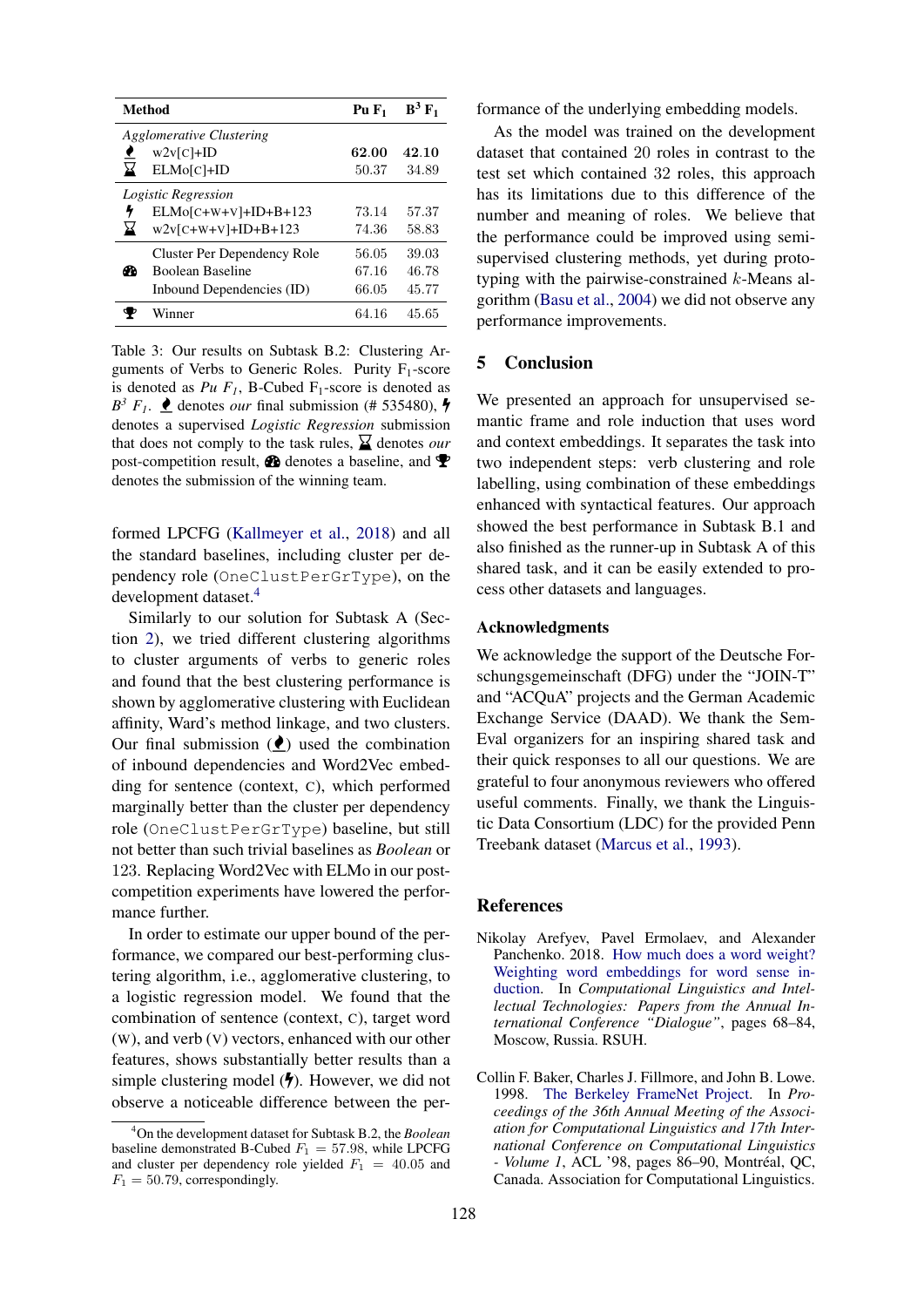| | Method | Pu $F_1$ | $B^3$ $F_1$ |
|---|---|---|---|
| *Agglomerative Clustering* | | | |
| 🖋 | w2v[C]+ID | **62.00** | **42.10** |
| ⌛ | ELMo[C]+ID | 50.37 | 34.89 |
| *Logistic Regression* | | | |
| ⚡ | ELMo[C+W+V]+ID+B+123 | 73.14 | 57.37 |
| ⌛ | w2v[C+W+V]+ID+B+123 | 74.36 | 58.83 |
| | Cluster Per Dependency Role | 56.05 | 39.03 |
| 🚲 | Boolean Baseline | 67.16 | 46.78 |
| | Inbound Dependencies (ID) | 66.05 | 45.77 |
| 🏆 | Winner | 64.16 | 45.65 |

Table 3: Our results on Subtask B.2: Clustering Arguments of Verbs to Generic Roles. Purity $F_1$-score is denoted as *Pu $F_1$*, B-Cubed $F_1$-score is denoted as *$B^3$ $F_1$*. 🖋 denotes *our* final submission (# 535480), ⚡ denotes a supervised *Logistic Regression* submission that does not comply to the task rules, ⌛ denotes *our* post-competition result, 🚲 denotes a baseline, and 🏆 denotes the submission of the winning team.

formed LPCFG (Kallmeyer et al., 2018) and all the standard baselines, including cluster per dependency role (`OneClustPerGrType`), on the development dataset.[4]

Similarly to our solution for Subtask A (Section 2), we tried different clustering algorithms to cluster arguments of verbs to generic roles and found that the best clustering performance is shown by agglomerative clustering with Euclidean affinity, Ward's method linkage, and two clusters. Our final submission (🖋) used the combination of inbound dependencies and Word2Vec embedding for sentence (context, C), which performed marginally better than the cluster per dependency role (`OneClustPerGrType`) baseline, but still not better than such trivial baselines as *Boolean* or 123. Replacing Word2Vec with ELMo in our post-competition experiments have lowered the performance further.

In order to estimate our upper bound of the performance, we compared our best-performing clustering algorithm, i.e., agglomerative clustering, to a logistic regression model. We found that the combination of sentence (context, C), target word (W), and verb (V) vectors, enhanced with our other features, shows substantially better results than a simple clustering model (⚡). However, we did not observe a noticeable difference between the performance of the underlying embedding models.

[4] On the development dataset for Subtask B.2, the *Boolean* baseline demonstrated B-Cubed $F_1 = 57.98$, while LPCFG and cluster per dependency role yielded $F_1 = 40.05$ and $F_1 = 50.79$, correspondingly.

As the model was trained on the development dataset that contained 20 roles in contrast to the test set which contained 32 roles, this approach has its limitations due to this difference of the number and meaning of roles. We believe that the performance could be improved using semi-supervised clustering methods, yet during prototyping with the pairwise-constrained $k$-Means algorithm (Basu et al., 2004) we did not observe any performance improvements.

## 5 Conclusion

We presented an approach for unsupervised semantic frame and role induction that uses word and context embeddings. It separates the task into two independent steps: verb clustering and role labelling, using combination of these embeddings enhanced with syntactical features. Our approach showed the best performance in Subtask B.1 and also finished as the runner-up in Subtask A of this shared task, and it can be easily extended to process other datasets and languages.

### Acknowledgments

We acknowledge the support of the Deutsche Forschungsgemeinschaft (DFG) under the "JOIN-T" and "ACQuA" projects and the German Academic Exchange Service (DAAD). We thank the SemEval organizers for an inspiring shared task and their quick responses to all our questions. We are grateful to four anonymous reviewers who offered useful comments. Finally, we thank the Linguistic Data Consortium (LDC) for the provided Penn Treebank dataset (Marcus et al., 1993).

## References

Nikolay Arefyev, Pavel Ermolaev, and Alexander Panchenko. 2018. How much does a word weight? Weighting word embeddings for word sense induction. In *Computational Linguistics and Intellectual Technologies: Papers from the Annual International Conference "Dialogue"*, pages 68–84, Moscow, Russia. RSUH.

Collin F. Baker, Charles J. Fillmore, and John B. Lowe. 1998. The Berkeley FrameNet Project. In *Proceedings of the 36th Annual Meeting of the Association for Computational Linguistics and 17th International Conference on Computational Linguistics - Volume 1*, ACL '98, pages 86–90, Montréal, QC, Canada. Association for Computational Linguistics.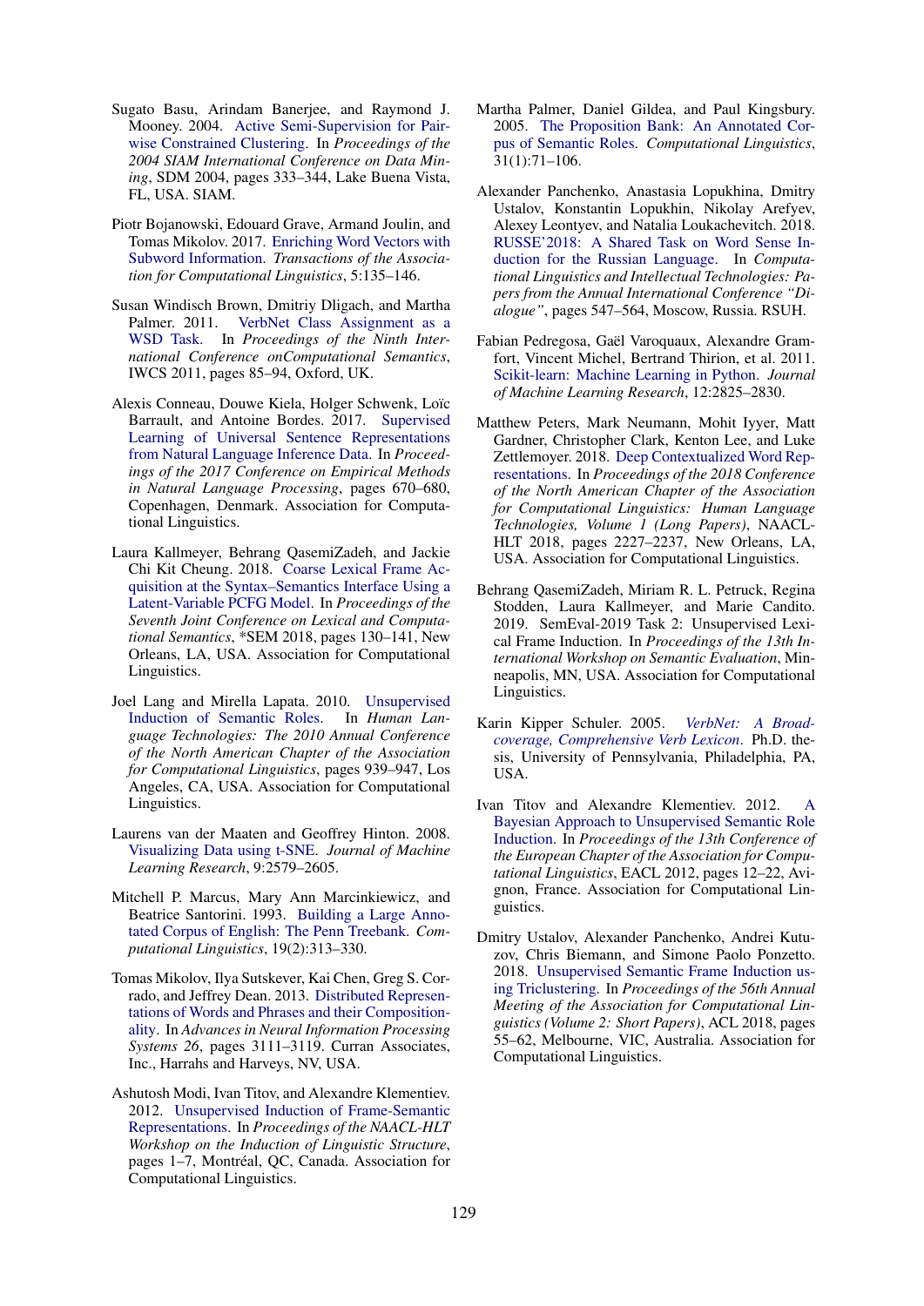Sugato Basu, Arindam Banerjee, and Raymond J. Mooney. 2004. Active Semi-Supervision for Pairwise Constrained Clustering. In *Proceedings of the 2004 SIAM International Conference on Data Mining*, SDM 2004, pages 333–344, Lake Buena Vista, FL, USA. SIAM.

Piotr Bojanowski, Edouard Grave, Armand Joulin, and Tomas Mikolov. 2017. Enriching Word Vectors with Subword Information. *Transactions of the Association for Computational Linguistics*, 5:135–146.

Susan Windisch Brown, Dmitriy Dligach, and Martha Palmer. 2011. VerbNet Class Assignment as a WSD Task. In *Proceedings of the Ninth International Conference onComputational Semantics*, IWCS 2011, pages 85–94, Oxford, UK.

Alexis Conneau, Douwe Kiela, Holger Schwenk, Loïc Barrault, and Antoine Bordes. 2017. Supervised Learning of Universal Sentence Representations from Natural Language Inference Data. In *Proceedings of the 2017 Conference on Empirical Methods in Natural Language Processing*, pages 670–680, Copenhagen, Denmark. Association for Computational Linguistics.

Laura Kallmeyer, Behrang QasemiZadeh, and Jackie Chi Kit Cheung. 2018. Coarse Lexical Frame Acquisition at the Syntax–Semantics Interface Using a Latent-Variable PCFG Model. In *Proceedings of the Seventh Joint Conference on Lexical and Computational Semantics*, *SEM 2018, pages 130–141, New Orleans, LA, USA. Association for Computational Linguistics.

Joel Lang and Mirella Lapata. 2010. Unsupervised Induction of Semantic Roles. In *Human Language Technologies: The 2010 Annual Conference of the North American Chapter of the Association for Computational Linguistics*, pages 939–947, Los Angeles, CA, USA. Association for Computational Linguistics.

Laurens van der Maaten and Geoffrey Hinton. 2008. Visualizing Data using t-SNE. *Journal of Machine Learning Research*, 9:2579–2605.

Mitchell P. Marcus, Mary Ann Marcinkiewicz, and Beatrice Santorini. 1993. Building a Large Annotated Corpus of English: The Penn Treebank. *Computational Linguistics*, 19(2):313–330.

Tomas Mikolov, Ilya Sutskever, Kai Chen, Greg S. Corrado, and Jeffrey Dean. 2013. Distributed Representations of Words and Phrases and their Compositionality. In *Advances in Neural Information Processing Systems 26*, pages 3111–3119. Curran Associates, Inc., Harrahs and Harveys, NV, USA.

Ashutosh Modi, Ivan Titov, and Alexandre Klementiev. 2012. Unsupervised Induction of Frame-Semantic Representations. In *Proceedings of the NAACL-HLT Workshop on the Induction of Linguistic Structure*, pages 1–7, Montréal, QC, Canada. Association for Computational Linguistics.

Martha Palmer, Daniel Gildea, and Paul Kingsbury. 2005. The Proposition Bank: An Annotated Corpus of Semantic Roles. *Computational Linguistics*, 31(1):71–106.

Alexander Panchenko, Anastasia Lopukhina, Dmitry Ustalov, Konstantin Lopukhin, Nikolay Arefyev, Alexey Leontyev, and Natalia Loukachevitch. 2018. RUSSE'2018: A Shared Task on Word Sense Induction for the Russian Language. In *Computational Linguistics and Intellectual Technologies: Papers from the Annual International Conference "Dialogue"*, pages 547–564, Moscow, Russia. RSUH.

Fabian Pedregosa, Gaël Varoquaux, Alexandre Gramfort, Vincent Michel, Bertrand Thirion, et al. 2011. Scikit-learn: Machine Learning in Python. *Journal of Machine Learning Research*, 12:2825–2830.

Matthew Peters, Mark Neumann, Mohit Iyyer, Matt Gardner, Christopher Clark, Kenton Lee, and Luke Zettlemoyer. 2018. Deep Contextualized Word Representations. In *Proceedings of the 2018 Conference of the North American Chapter of the Association for Computational Linguistics: Human Language Technologies, Volume 1 (Long Papers)*, NAACL-HLT 2018, pages 2227–2237, New Orleans, LA, USA. Association for Computational Linguistics.

Behrang QasemiZadeh, Miriam R. L. Petruck, Regina Stodden, Laura Kallmeyer, and Marie Candito. 2019. SemEval-2019 Task 2: Unsupervised Lexical Frame Induction. In *Proceedings of the 13th International Workshop on Semantic Evaluation*, Minneapolis, MN, USA. Association for Computational Linguistics.

Karin Kipper Schuler. 2005. *VerbNet: A Broad-coverage, Comprehensive Verb Lexicon*. Ph.D. thesis, University of Pennsylvania, Philadelphia, PA, USA.

Ivan Titov and Alexandre Klementiev. 2012. A Bayesian Approach to Unsupervised Semantic Role Induction. In *Proceedings of the 13th Conference of the European Chapter of the Association for Computational Linguistics*, EACL 2012, pages 12–22, Avignon, France. Association for Computational Linguistics.

Dmitry Ustalov, Alexander Panchenko, Andrei Kutuzov, Chris Biemann, and Simone Paolo Ponzetto. 2018. Unsupervised Semantic Frame Induction using Triclustering. In *Proceedings of the 56th Annual Meeting of the Association for Computational Linguistics (Volume 2: Short Papers)*, ACL 2018, pages 55–62, Melbourne, VIC, Australia. Association for Computational Linguistics.